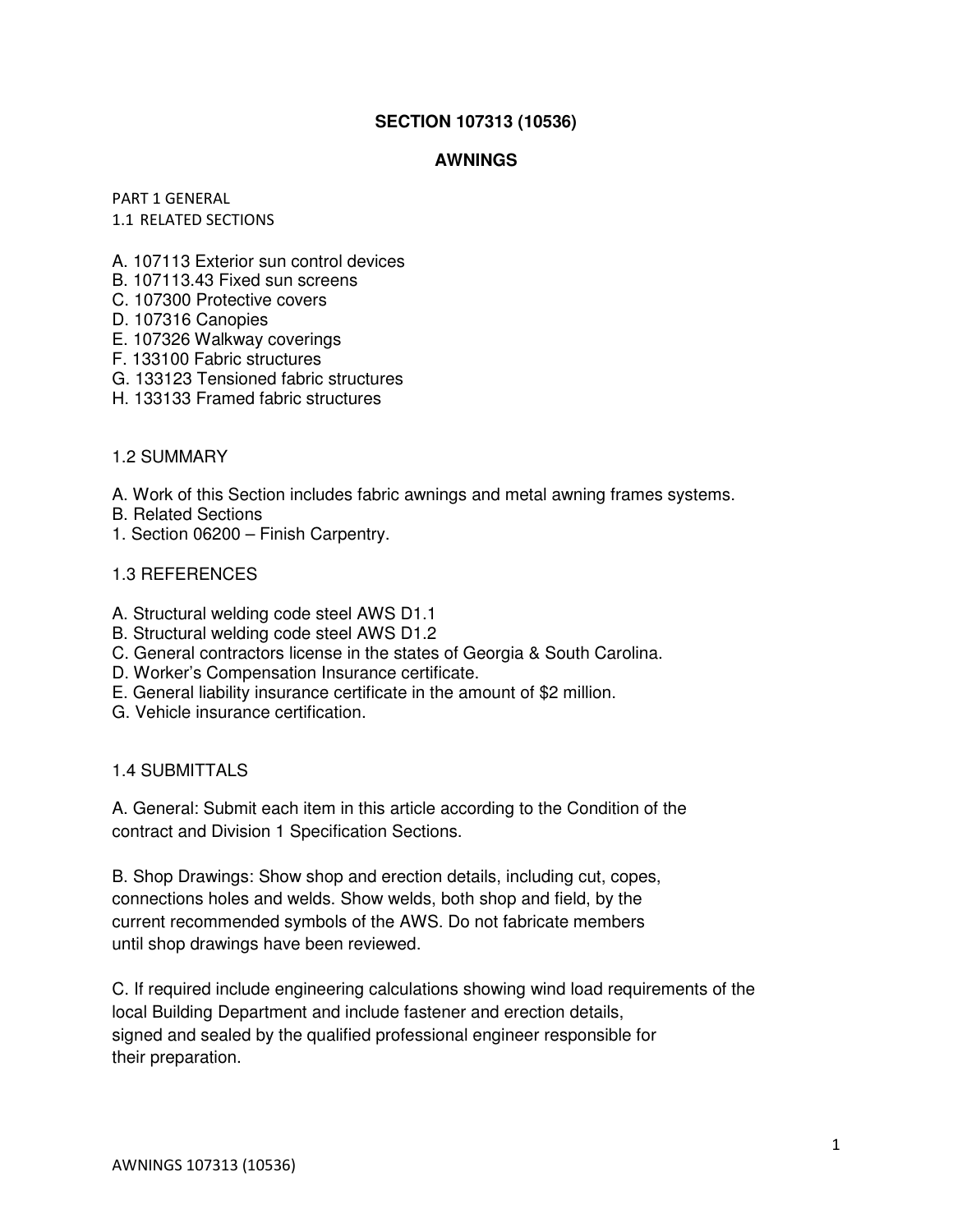# SECTION 107313 (10536)

## AWNINGS

PART 1 GENERAL

1.1 RELATED SECTIONS

A. 107113 Exterior sun control devices
B. 107113.43 Fixed sun screens
C. 107300 Protective covers
D. 107316 Canopies
E. 107326 Walkway coverings
F. 133100 Fabric structures
G. 133123 Tensioned fabric structures
H. 133133 Framed fabric structures

1.2 SUMMARY

A. Work of this Section includes fabric awnings and metal awning frames systems.
B. Related Sections
1. Section 06200 – Finish Carpentry.

1.3 REFERENCES

A. Structural welding code steel AWS D1.1
B. Structural welding code steel AWS D1.2
C. General contractors license in the states of Georgia & South Carolina.
D. Worker's Compensation Insurance certificate.
E. General liability insurance certificate in the amount of $2 million.
G. Vehicle insurance certification.

1.4 SUBMITTALS

A. General: Submit each item in this article according to the Condition of the contract and Division 1 Specification Sections.

B. Shop Drawings: Show shop and erection details, including cut, copes, connections holes and welds. Show welds, both shop and field, by the current recommended symbols of the AWS. Do not fabricate members until shop drawings have been reviewed.

C. If required include engineering calculations showing wind load requirements of the local Building Department and include fastener and erection details, signed and sealed by the qualified professional engineer responsible for their preparation.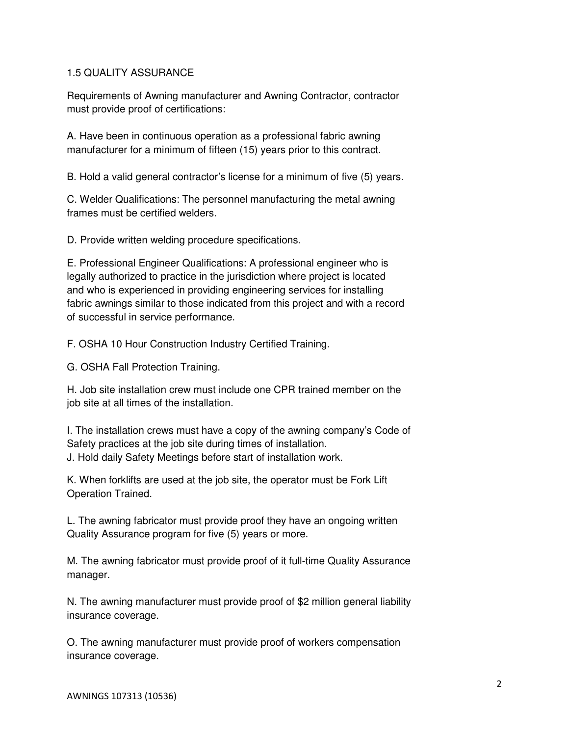## 1.5 QUALITY ASSURANCE

Requirements of Awning manufacturer and Awning Contractor, contractor must provide proof of certifications:

A. Have been in continuous operation as a professional fabric awning manufacturer for a minimum of fifteen (15) years prior to this contract.

B. Hold a valid general contractor's license for a minimum of five (5) years.

C. Welder Qualifications: The personnel manufacturing the metal awning frames must be certified welders.

D. Provide written welding procedure specifications.

E. Professional Engineer Qualifications: A professional engineer who is legally authorized to practice in the jurisdiction where project is located and who is experienced in providing engineering services for installing fabric awnings similar to those indicated from this project and with a record of successful in service performance.

F. OSHA 10 Hour Construction Industry Certified Training.

G. OSHA Fall Protection Training.

H. Job site installation crew must include one CPR trained member on the job site at all times of the installation.

I. The installation crews must have a copy of the awning company's Code of Safety practices at the job site during times of installation.

J. Hold daily Safety Meetings before start of installation work.

K. When forklifts are used at the job site, the operator must be Fork Lift Operation Trained.

L. The awning fabricator must provide proof they have an ongoing written Quality Assurance program for five (5) years or more.

M. The awning fabricator must provide proof of it full-time Quality Assurance manager.

N. The awning manufacturer must provide proof of $2 million general liability insurance coverage.

O. The awning manufacturer must provide proof of workers compensation insurance coverage.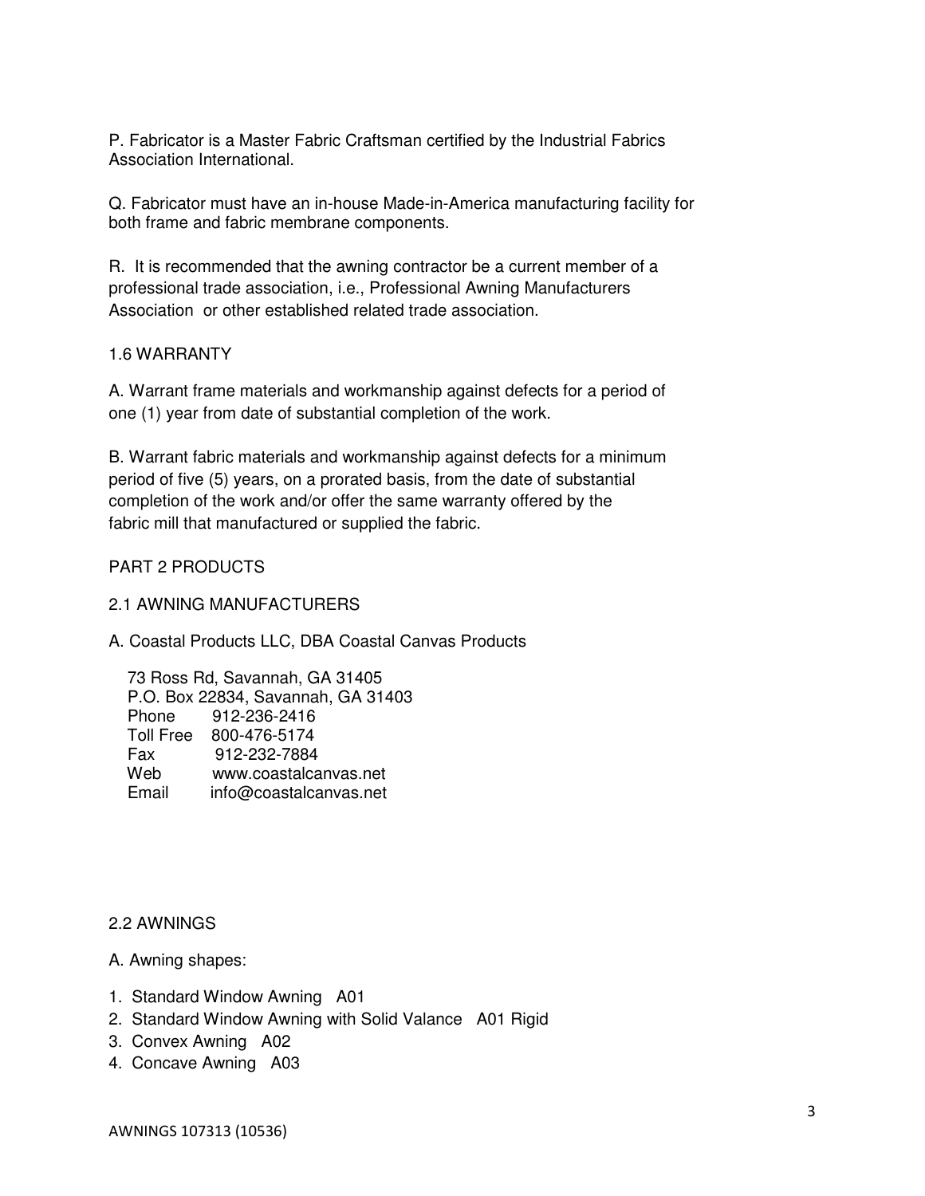P. Fabricator is a Master Fabric Craftsman certified by the Industrial Fabrics Association International.

Q. Fabricator must have an in-house Made-in-America manufacturing facility for both frame and fabric membrane components.

R. It is recommended that the awning contractor be a current member of a professional trade association, i.e., Professional Awning Manufacturers Association or other established related trade association.

## 1.6 WARRANTY

A. Warrant frame materials and workmanship against defects for a period of one (1) year from date of substantial completion of the work.

B. Warrant fabric materials and workmanship against defects for a minimum period of five (5) years, on a prorated basis, from the date of substantial completion of the work and/or offer the same warranty offered by the fabric mill that manufactured or supplied the fabric.

# PART 2 PRODUCTS

## 2.1 AWNING MANUFACTURERS

A. Coastal Products LLC, DBA Coastal Canvas Products

73 Ross Rd, Savannah, GA 31405
P.O. Box 22834, Savannah, GA 31403
Phone 912-236-2416
Toll Free 800-476-5174
Fax 912-232-7884
Web www.coastalcanvas.net
Email info@coastalcanvas.net

## 2.2 AWNINGS

A. Awning shapes:

1. Standard Window Awning A01
2. Standard Window Awning with Solid Valance A01 Rigid
3. Convex Awning A02
4. Concave Awning A03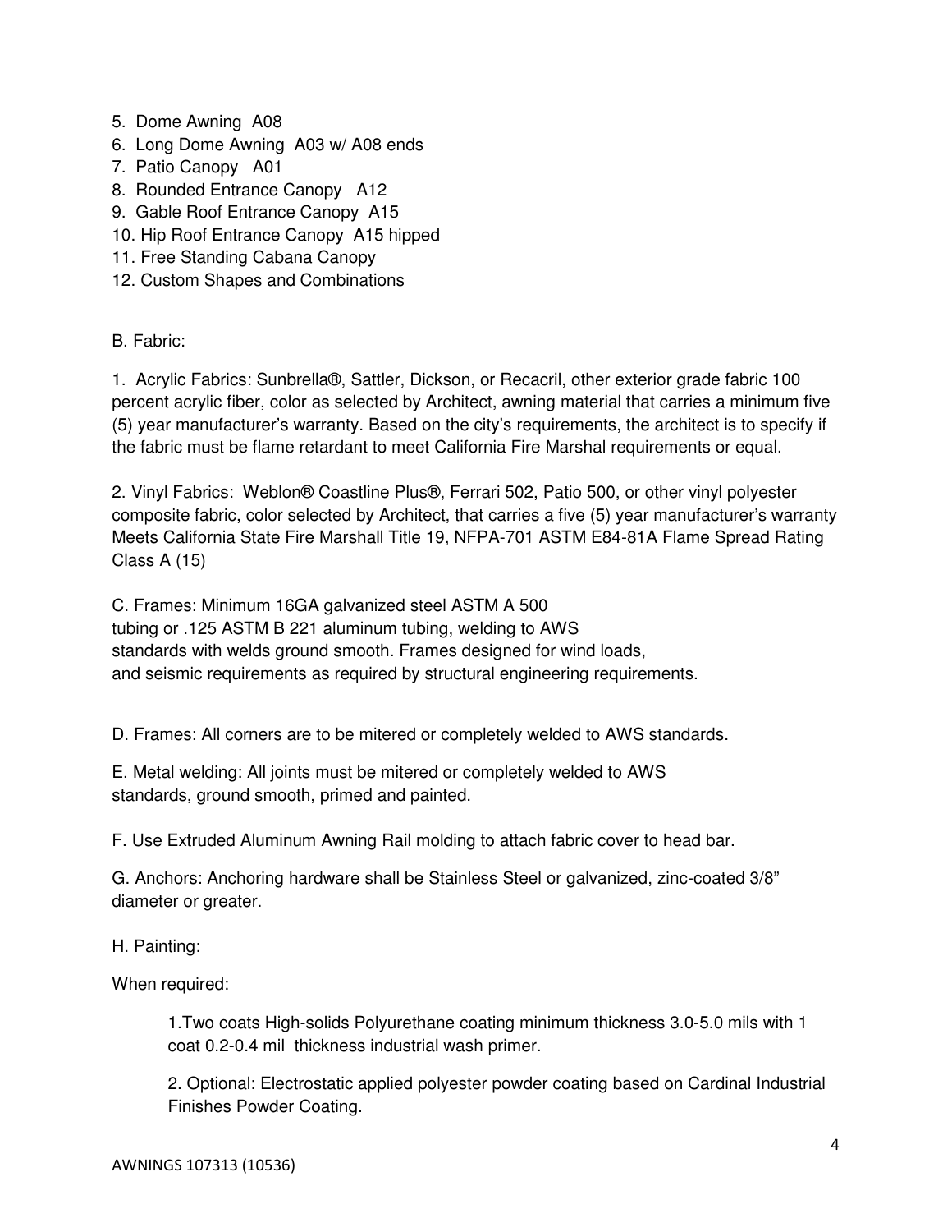5. Dome Awning A08
6. Long Dome Awning A03 w/ A08 ends
7. Patio Canopy A01
8. Rounded Entrance Canopy A12
9. Gable Roof Entrance Canopy A15
10. Hip Roof Entrance Canopy A15 hipped
11. Free Standing Cabana Canopy
12. Custom Shapes and Combinations

B. Fabric:

1. Acrylic Fabrics: Sunbrella®, Sattler, Dickson, or Recacril, other exterior grade fabric 100 percent acrylic fiber, color as selected by Architect, awning material that carries a minimum five (5) year manufacturer's warranty. Based on the city's requirements, the architect is to specify if the fabric must be flame retardant to meet California Fire Marshal requirements or equal.

2. Vinyl Fabrics: Weblon® Coastline Plus®, Ferrari 502, Patio 500, or other vinyl polyester composite fabric, color selected by Architect, that carries a five (5) year manufacturer's warranty Meets California State Fire Marshall Title 19, NFPA-701 ASTM E84-81A Flame Spread Rating Class A (15)

C. Frames: Minimum 16GA galvanized steel ASTM A 500 tubing or .125 ASTM B 221 aluminum tubing, welding to AWS standards with welds ground smooth. Frames designed for wind loads, and seismic requirements as required by structural engineering requirements.

D. Frames: All corners are to be mitered or completely welded to AWS standards.

E. Metal welding: All joints must be mitered or completely welded to AWS standards, ground smooth, primed and painted.

F. Use Extruded Aluminum Awning Rail molding to attach fabric cover to head bar.

G. Anchors: Anchoring hardware shall be Stainless Steel or galvanized, zinc-coated 3/8" diameter or greater.

H. Painting:

When required:

1. Two coats High-solids Polyurethane coating minimum thickness 3.0-5.0 mils with 1 coat 0.2-0.4 mil thickness industrial wash primer.

2. Optional: Electrostatic applied polyester powder coating based on Cardinal Industrial Finishes Powder Coating.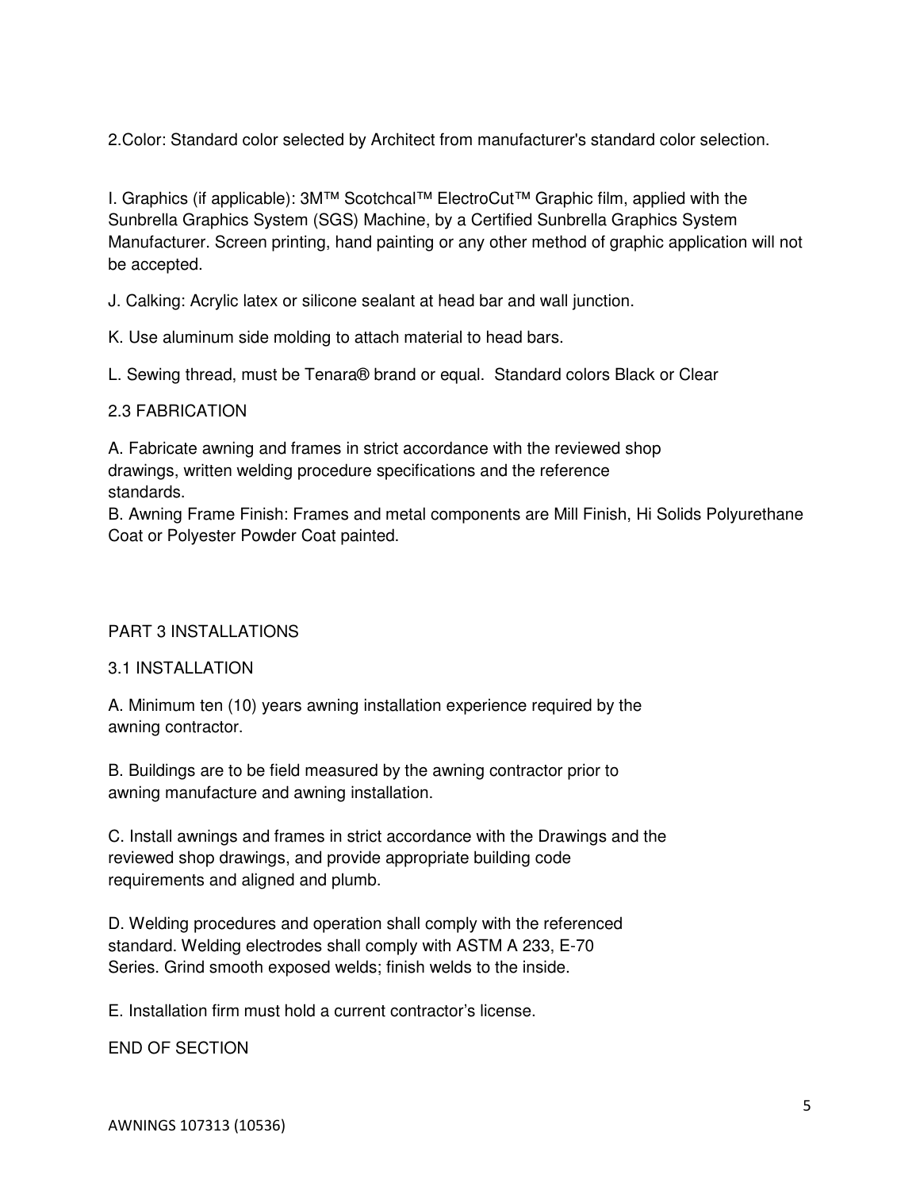2.Color: Standard color selected by Architect from manufacturer's standard color selection.

I. Graphics (if applicable): 3M™ Scotchcal™ ElectroCut™ Graphic film, applied with the Sunbrella Graphics System (SGS) Machine, by a Certified Sunbrella Graphics System Manufacturer. Screen printing, hand painting or any other method of graphic application will not be accepted.

J. Calking: Acrylic latex or silicone sealant at head bar and wall junction.

K. Use aluminum side molding to attach material to head bars.

L. Sewing thread, must be Tenara® brand or equal. Standard colors Black or Clear

## 2.3 FABRICATION

A. Fabricate awning and frames in strict accordance with the reviewed shop drawings, written welding procedure specifications and the reference standards.

B. Awning Frame Finish: Frames and metal components are Mill Finish, Hi Solids Polyurethane Coat or Polyester Powder Coat painted.

# PART 3 INSTALLATIONS

## 3.1 INSTALLATION

A. Minimum ten (10) years awning installation experience required by the awning contractor.

B. Buildings are to be field measured by the awning contractor prior to awning manufacture and awning installation.

C. Install awnings and frames in strict accordance with the Drawings and the reviewed shop drawings, and provide appropriate building code requirements and aligned and plumb.

D. Welding procedures and operation shall comply with the referenced standard. Welding electrodes shall comply with ASTM A 233, E-70 Series. Grind smooth exposed welds; finish welds to the inside.

E. Installation firm must hold a current contractor's license.

END OF SECTION